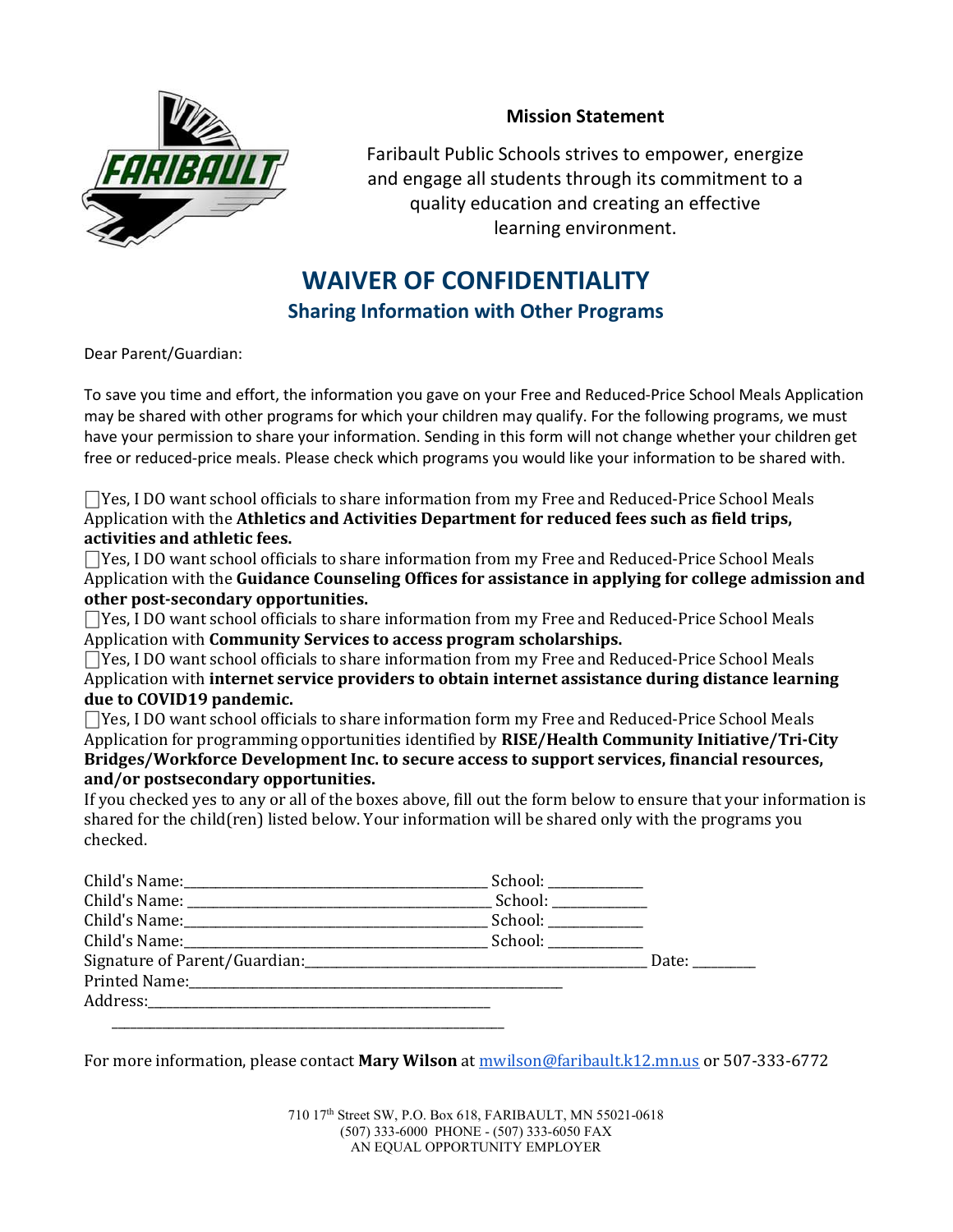**Mission Statement**

Faribault Public Schools strives to empower, energize and engage all students through its commitment to a quality education and creating an effective learning environment.

# WAIVER OF CONFIDENTIALITY

## Sharing Information with Other Programs

Dear Parent/Guardian:

To save you time and effort, the information you gave on your Free and Reduced-Price School Meals Application may be shared with other programs for which your children may qualify. For the following programs, we must have your permission to share your information. Sending in this form will not change whether your children get free or reduced-price meals. Please check which programs you would like your information to be shared with.

☐Yes, I DO want school officials to share information from my Free and Reduced-Price School Meals Application with the **Athletics and Activities Department for reduced fees such as field trips, activities and athletic fees.**

☐Yes, I DO want school officials to share information from my Free and Reduced-Price School Meals Application with the **Guidance Counseling Offices for assistance in applying for college admission and other post-secondary opportunities.**

☐Yes, I DO want school officials to share information from my Free and Reduced-Price School Meals Application with **Community Services to access program scholarships.**

☐Yes, I DO want school officials to share information from my Free and Reduced-Price School Meals Application with **internet service providers to obtain internet assistance during distance learning due to COVID19 pandemic.**

☐Yes, I DO want school officials to share information form my Free and Reduced-Price School Meals Application for programming opportunities identified by **RISE/Health Community Initiative/Tri-City Bridges/Workforce Development Inc. to secure access to support services, financial resources, and/or postsecondary opportunities.**

If you checked yes to any or all of the boxes above, fill out the form below to ensure that your information is shared for the child(ren) listed below. Your information will be shared only with the programs you checked.

Child's Name:\_\_\_\_\_\_\_\_\_\_\_\_\_\_\_\_\_\_\_\_\_\_\_\_\_\_\_\_\_\_\_\_\_\_\_\_\_\_\_\_ School: \_\_\_\_\_\_\_\_\_\_\_\_\_

Child's Name: \_\_\_\_\_\_\_\_\_\_\_\_\_\_\_\_\_\_\_\_\_\_\_\_\_\_\_\_\_\_\_\_\_\_\_\_\_\_\_\_ School: \_\_\_\_\_\_\_\_\_\_\_\_\_

Child's Name:\_\_\_\_\_\_\_\_\_\_\_\_\_\_\_\_\_\_\_\_\_\_\_\_\_\_\_\_\_\_\_\_\_\_\_\_\_\_\_\_ School: \_\_\_\_\_\_\_\_\_\_\_\_\_

Child's Name:\_\_\_\_\_\_\_\_\_\_\_\_\_\_\_\_\_\_\_\_\_\_\_\_\_\_\_\_\_\_\_\_\_\_\_\_\_\_\_\_ School: \_\_\_\_\_\_\_\_\_\_\_\_\_

Signature of Parent/Guardian:\_\_\_\_\_\_\_\_\_\_\_\_\_\_\_\_\_\_\_\_\_\_\_\_\_\_\_\_\_\_\_\_\_\_\_\_\_\_\_\_\_\_\_\_\_\_ Date: \_\_\_\_\_\_\_\_

Printed Name:\_\_\_\_\_\_\_\_\_\_\_\_\_\_\_\_\_\_\_\_\_\_\_\_\_\_\_\_\_\_\_\_\_\_\_\_\_\_\_\_\_\_\_\_\_\_\_\_\_\_\_

Address:\_\_\_\_\_\_\_\_\_\_\_\_\_\_\_\_\_\_\_\_\_\_\_\_\_\_\_\_\_\_\_\_\_\_\_\_\_\_\_\_\_\_\_\_\_\_\_\_\_\_\_

\_\_\_\_\_\_\_\_\_\_\_\_\_\_\_\_\_\_\_\_\_\_\_\_\_\_\_\_\_\_\_\_\_\_\_\_\_\_\_\_\_\_\_\_\_\_\_\_\_\_\_\_\_\_\_\_

For more information, please contact **Mary Wilson** at mwilson@faribault.k12.mn.us or 507-333-6772

710 17th Street SW, P.O. Box 618, FARIBAULT, MN 55021-0618
(507) 333-6000 PHONE - (507) 333-6050 FAX
AN EQUAL OPPORTUNITY EMPLOYER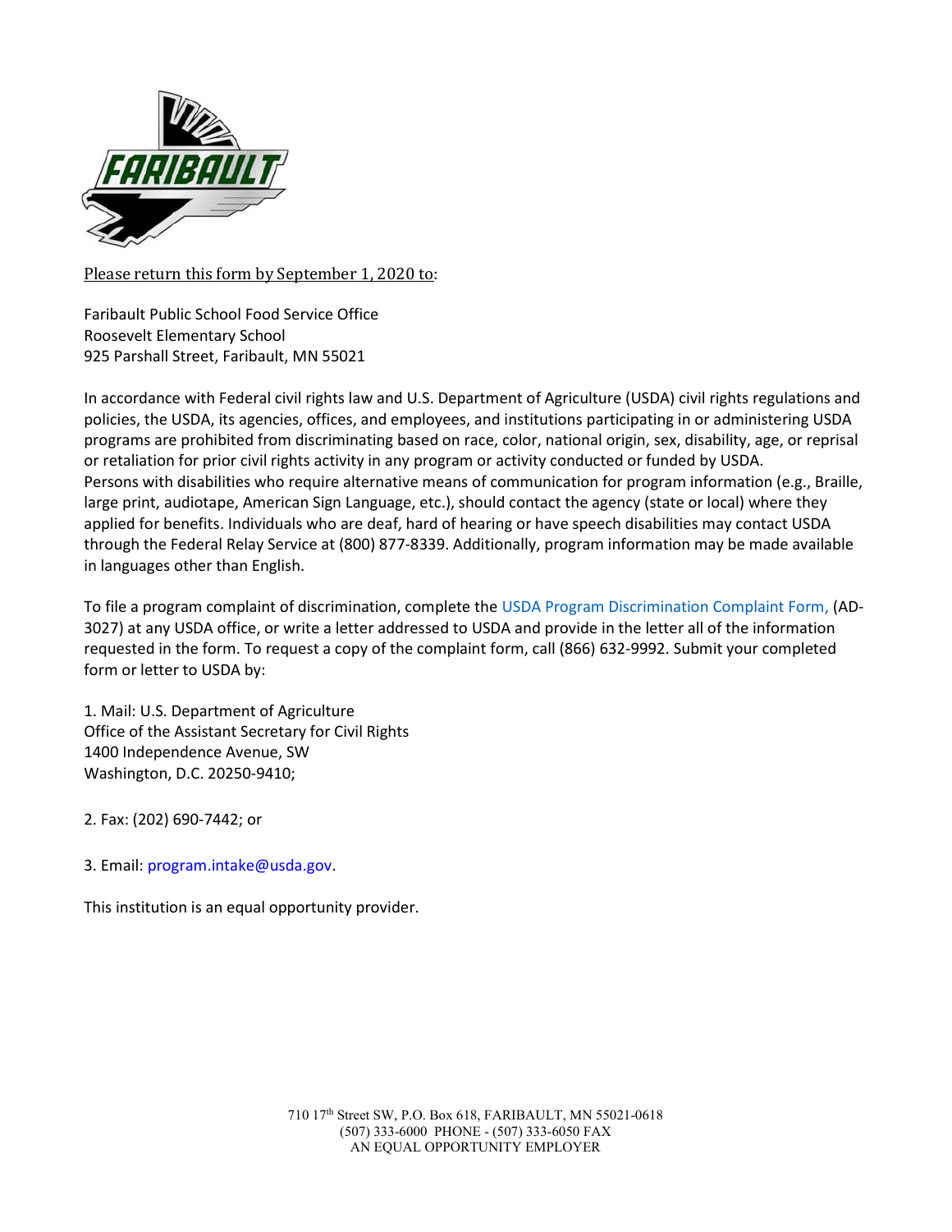Please return this form by September 1, 2020 to:

Faribault Public School Food Service Office
Roosevelt Elementary School
925 Parshall Street, Faribault, MN 55021

In accordance with Federal civil rights law and U.S. Department of Agriculture (USDA) civil rights regulations and policies, the USDA, its agencies, offices, and employees, and institutions participating in or administering USDA programs are prohibited from discriminating based on race, color, national origin, sex, disability, age, or reprisal or retaliation for prior civil rights activity in any program or activity conducted or funded by USDA.
Persons with disabilities who require alternative means of communication for program information (e.g., Braille, large print, audiotape, American Sign Language, etc.), should contact the agency (state or local) where they applied for benefits. Individuals who are deaf, hard of hearing or have speech disabilities may contact USDA through the Federal Relay Service at (800) 877-8339. Additionally, program information may be made available in languages other than English.

To file a program complaint of discrimination, complete the USDA Program Discrimination Complaint Form, (AD-3027) at any USDA office, or write a letter addressed to USDA and provide in the letter all of the information requested in the form. To request a copy of the complaint form, call (866) 632-9992. Submit your completed form or letter to USDA by:

1. Mail: U.S. Department of Agriculture
Office of the Assistant Secretary for Civil Rights
1400 Independence Avenue, SW
Washington, D.C. 20250-9410;

2. Fax: (202) 690-7442; or

3. Email: program.intake@usda.gov.

This institution is an equal opportunity provider.

710 17th Street SW, P.O. Box 618, FARIBAULT, MN 55021-0618
(507) 333-6000 PHONE - (507) 333-6050 FAX
AN EQUAL OPPORTUNITY EMPLOYER